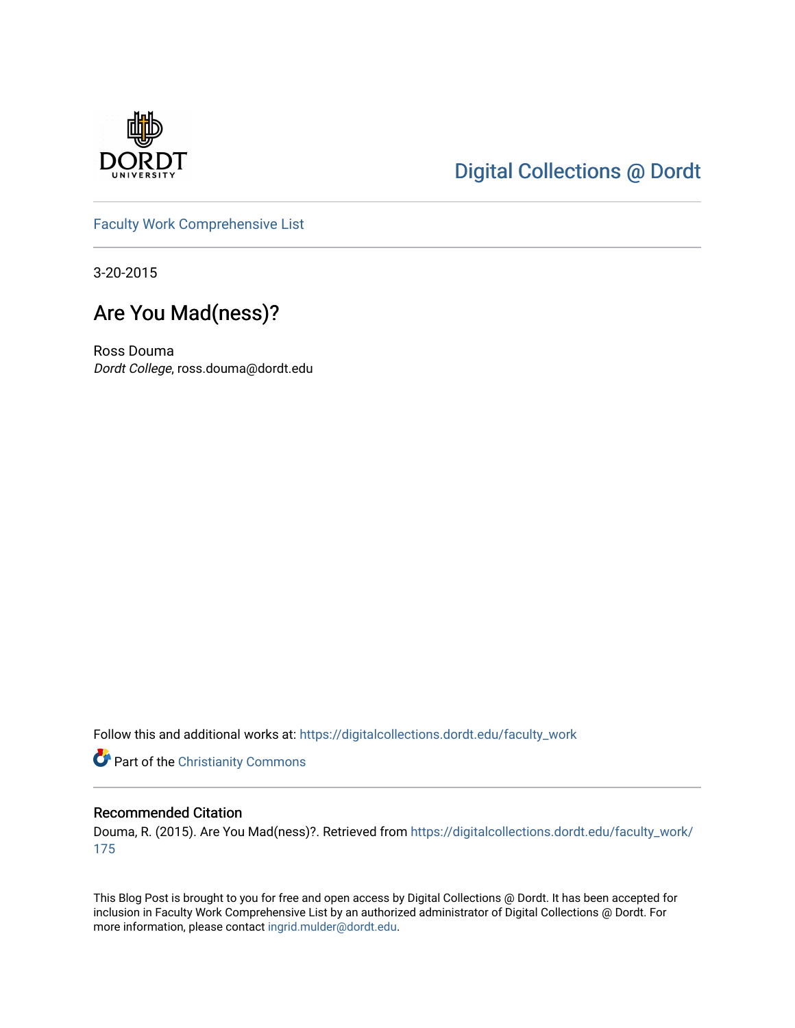Digital Collections @ Dordt

Faculty Work Comprehensive List

3-20-2015

# Are You Mad(ness)?

Ross Douma
*Dordt College*, ross.douma@dordt.edu

Follow this and additional works at: https://digitalcollections.dordt.edu/faculty_work

Part of the Christianity Commons

## Recommended Citation

Douma, R. (2015). Are You Mad(ness)?. Retrieved from https://digitalcollections.dordt.edu/faculty_work/175

This Blog Post is brought to you for free and open access by Digital Collections @ Dordt. It has been accepted for inclusion in Faculty Work Comprehensive List by an authorized administrator of Digital Collections @ Dordt. For more information, please contact ingrid.mulder@dordt.edu.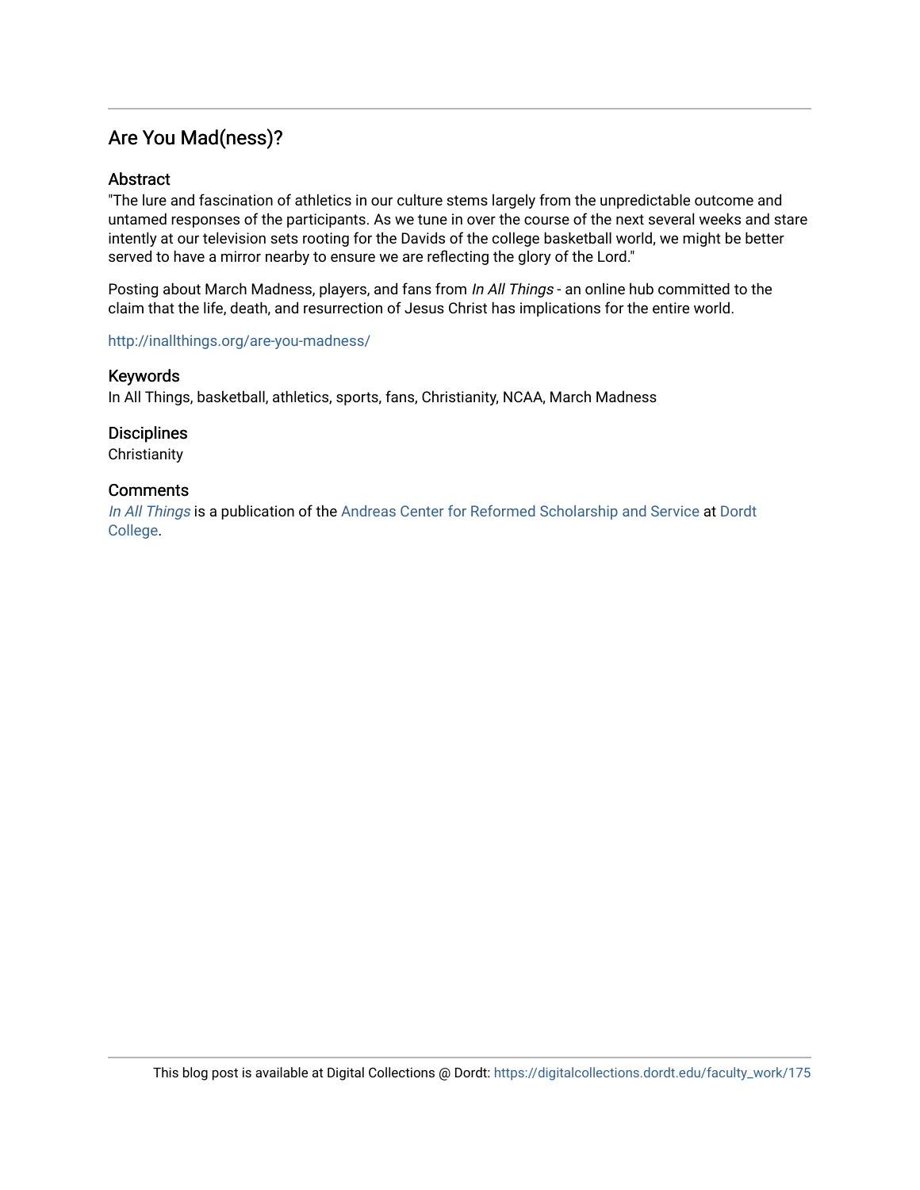## Are You Mad(ness)?

### Abstract

"The lure and fascination of athletics in our culture stems largely from the unpredictable outcome and untamed responses of the participants. As we tune in over the course of the next several weeks and stare intently at our television sets rooting for the Davids of the college basketball world, we might be better served to have a mirror nearby to ensure we are reflecting the glory of the Lord."

Posting about March Madness, players, and fans from *In All Things* - an online hub committed to the claim that the life, death, and resurrection of Jesus Christ has implications for the entire world.

http://inallthings.org/are-you-madness/

### Keywords

In All Things, basketball, athletics, sports, fans, Christianity, NCAA, March Madness

### Disciplines

Christianity

### Comments

*In All Things* is a publication of the Andreas Center for Reformed Scholarship and Service at Dordt College.

This blog post is available at Digital Collections @ Dordt: https://digitalcollections.dordt.edu/faculty_work/175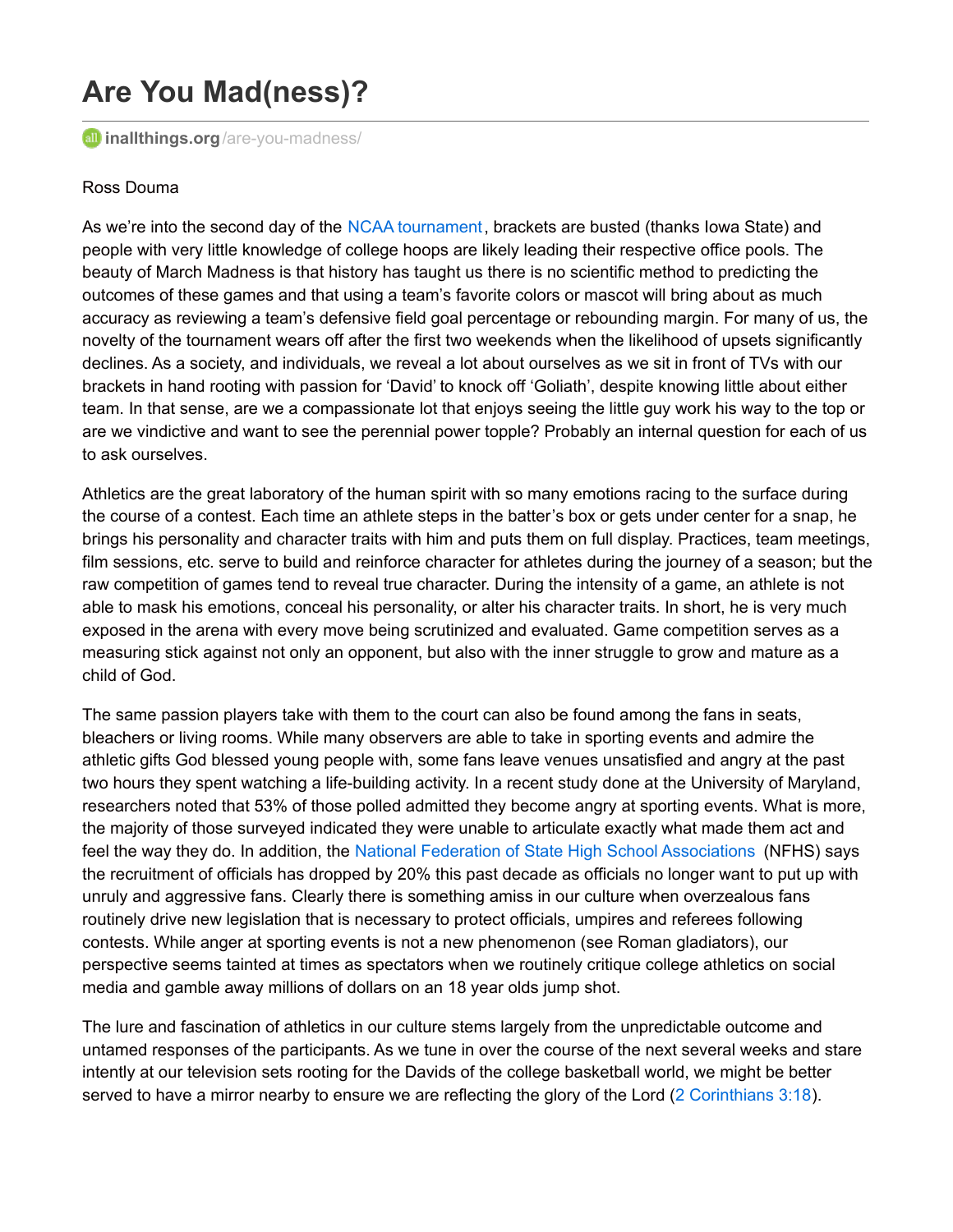# Are You Mad(ness)?

inallthings.org/are-you-madness/

Ross Douma

As we're into the second day of the NCAA tournament, brackets are busted (thanks Iowa State) and people with very little knowledge of college hoops are likely leading their respective office pools. The beauty of March Madness is that history has taught us there is no scientific method to predicting the outcomes of these games and that using a team's favorite colors or mascot will bring about as much accuracy as reviewing a team's defensive field goal percentage or rebounding margin. For many of us, the novelty of the tournament wears off after the first two weekends when the likelihood of upsets significantly declines. As a society, and individuals, we reveal a lot about ourselves as we sit in front of TVs with our brackets in hand rooting with passion for 'David' to knock off 'Goliath', despite knowing little about either team. In that sense, are we a compassionate lot that enjoys seeing the little guy work his way to the top or are we vindictive and want to see the perennial power topple? Probably an internal question for each of us to ask ourselves.

Athletics are the great laboratory of the human spirit with so many emotions racing to the surface during the course of a contest. Each time an athlete steps in the batter's box or gets under center for a snap, he brings his personality and character traits with him and puts them on full display. Practices, team meetings, film sessions, etc. serve to build and reinforce character for athletes during the journey of a season; but the raw competition of games tend to reveal true character. During the intensity of a game, an athlete is not able to mask his emotions, conceal his personality, or alter his character traits. In short, he is very much exposed in the arena with every move being scrutinized and evaluated. Game competition serves as a measuring stick against not only an opponent, but also with the inner struggle to grow and mature as a child of God.

The same passion players take with them to the court can also be found among the fans in seats, bleachers or living rooms. While many observers are able to take in sporting events and admire the athletic gifts God blessed young people with, some fans leave venues unsatisfied and angry at the past two hours they spent watching a life-building activity. In a recent study done at the University of Maryland, researchers noted that 53% of those polled admitted they become angry at sporting events. What is more, the majority of those surveyed indicated they were unable to articulate exactly what made them act and feel the way they do. In addition, the National Federation of State High School Associations (NFHS) says the recruitment of officials has dropped by 20% this past decade as officials no longer want to put up with unruly and aggressive fans. Clearly there is something amiss in our culture when overzealous fans routinely drive new legislation that is necessary to protect officials, umpires and referees following contests. While anger at sporting events is not a new phenomenon (see Roman gladiators), our perspective seems tainted at times as spectators when we routinely critique college athletics on social media and gamble away millions of dollars on an 18 year olds jump shot.

The lure and fascination of athletics in our culture stems largely from the unpredictable outcome and untamed responses of the participants. As we tune in over the course of the next several weeks and stare intently at our television sets rooting for the Davids of the college basketball world, we might be better served to have a mirror nearby to ensure we are reflecting the glory of the Lord (2 Corinthians 3:18).